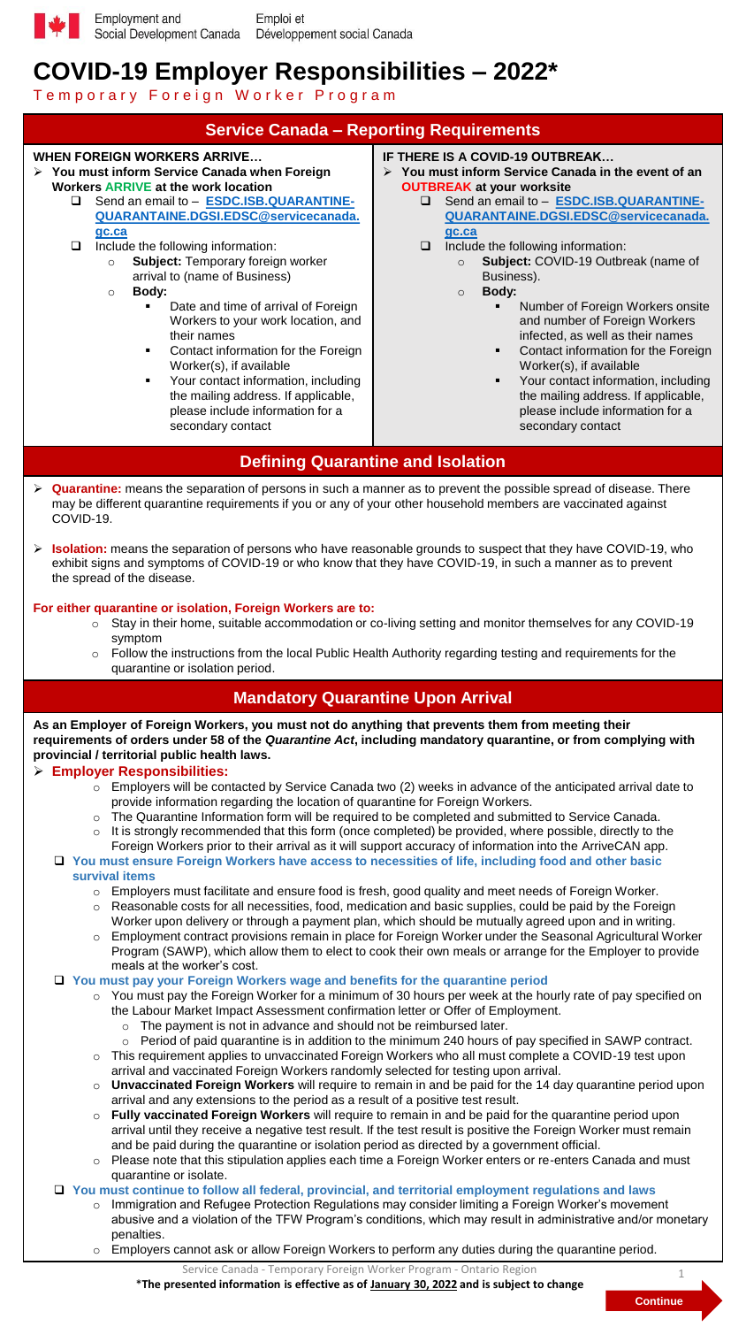Employment and Social Development Canada / Emploi et Développement social Canada

# COVID-19 Employer Responsibilities – 2022*

Temporary Foreign Worker Program

## Service Canada – Reporting Requirements

**WHEN FOREIGN WORKERS ARRIVE…**

- **You must inform Service Canada when Foreign Workers ARRIVE at the work location**
  - Send an email to – **ESDC.ISB.QUARANTINE-QUARANTAINE.DGSI.EDSC@servicecanada.gc.ca**
  - Include the following information:
    - **Subject:** Temporary foreign worker arrival to (name of Business)
    - **Body:**
      - Date and time of arrival of Foreign Workers to your work location, and their names
      - Contact information for the Foreign Worker(s), if available
      - Your contact information, including the mailing address. If applicable, please include information for a secondary contact

**IF THERE IS A COVID-19 OUTBREAK…**

- **You must inform Service Canada in the event of an OUTBREAK at your worksite**
  - Send an email to – **ESDC.ISB.QUARANTINE-QUARANTAINE.DGSI.EDSC@servicecanada.gc.ca**
  - Include the following information:
    - **Subject:** COVID-19 Outbreak (name of Business).
    - **Body:**
      - Number of Foreign Workers onsite and number of Foreign Workers infected, as well as their names
      - Contact information for the Foreign Worker(s), if available
      - Your contact information, including the mailing address. If applicable, please include information for a secondary contact

## Defining Quarantine and Isolation

- **Quarantine:** means the separation of persons in such a manner as to prevent the possible spread of disease. There may be different quarantine requirements if you or any of your other household members are vaccinated against COVID-19.
- **Isolation:** means the separation of persons who have reasonable grounds to suspect that they have COVID-19, who exhibit signs and symptoms of COVID-19 or who know that they have COVID-19, in such a manner as to prevent the spread of the disease.

**For either quarantine or isolation, Foreign Workers are to:**

- Stay in their home, suitable accommodation or co-living setting and monitor themselves for any COVID-19 symptom
- Follow the instructions from the local Public Health Authority regarding testing and requirements for the quarantine or isolation period.

## Mandatory Quarantine Upon Arrival

**As an Employer of Foreign Workers, you must not do anything that prevents them from meeting their requirements of orders under 58 of the *Quarantine Act*, including mandatory quarantine, or from complying with provincial / territorial public health laws.**

- **Employer Responsibilities:**
  - Employers will be contacted by Service Canada two (2) weeks in advance of the anticipated arrival date to provide information regarding the location of quarantine for Foreign Workers.
  - The Quarantine Information form will be required to be completed and submitted to Service Canada.
  - It is strongly recommended that this form (once completed) be provided, where possible, directly to the Foreign Workers prior to their arrival as it will support accuracy of information into the ArriveCAN app.
- **You must ensure Foreign Workers have access to necessities of life, including food and other basic survival items**
  - Employers must facilitate and ensure food is fresh, good quality and meet needs of Foreign Worker.
  - Reasonable costs for all necessities, food, medication and basic supplies, could be paid by the Foreign Worker upon delivery or through a payment plan, which should be mutually agreed upon and in writing.
  - Employment contract provisions remain in place for Foreign Worker under the Seasonal Agricultural Worker Program (SAWP), which allow them to elect to cook their own meals or arrange for the Employer to provide meals at the worker's cost.
- **You must pay your Foreign Workers wage and benefits for the quarantine period**
  - You must pay the Foreign Worker for a minimum of 30 hours per week at the hourly rate of pay specified on the Labour Market Impact Assessment confirmation letter or Offer of Employment.
    - The payment is not in advance and should not be reimbursed later.
    - Period of paid quarantine is in addition to the minimum 240 hours of pay specified in SAWP contract.
  - This requirement applies to unvaccinated Foreign Workers who all must complete a COVID-19 test upon arrival and vaccinated Foreign Workers randomly selected for testing upon arrival.
  - **Unvaccinated Foreign Workers** will require to remain in and be paid for the 14 day quarantine period upon arrival and any extensions to the period as a result of a positive test result.
  - **Fully vaccinated Foreign Workers** will require to remain in and be paid for the quarantine period upon arrival until they receive a negative test result. If the test result is positive the Foreign Worker must remain and be paid during the quarantine or isolation period as directed by a government official.
  - Please note that this stipulation applies each time a Foreign Worker enters or re-enters Canada and must quarantine or isolate.
- **You must continue to follow all federal, provincial, and territorial employment regulations and laws**
  - Immigration and Refugee Protection Regulations may consider limiting a Foreign Worker's movement abusive and a violation of the TFW Program's conditions, which may result in administrative and/or monetary penalties.
  - Employers cannot ask or allow Foreign Workers to perform any duties during the quarantine period.

Service Canada - Temporary Foreign Worker Program - Ontario Region

***The presented information is effective as of January 30, 2022 and is subject to change**

Continue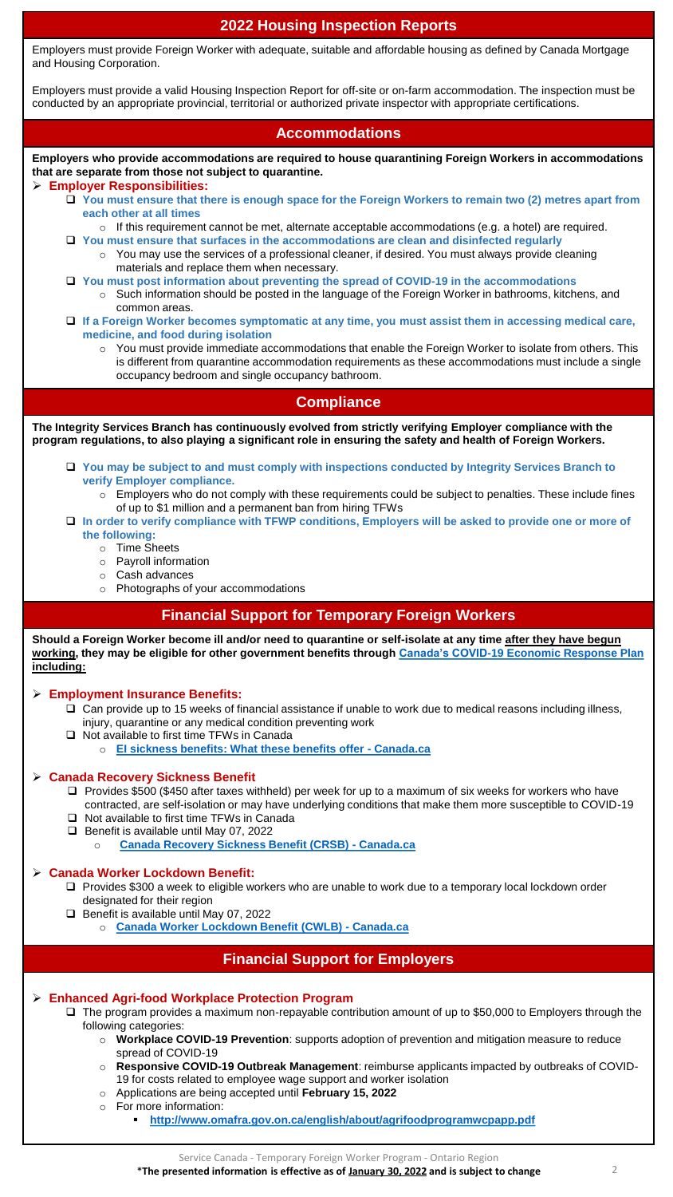## 2022 Housing Inspection Reports

Employers must provide Foreign Worker with adequate, suitable and affordable housing as defined by Canada Mortgage and Housing Corporation.

Employers must provide a valid Housing Inspection Report for off-site or on-farm accommodation. The inspection must be conducted by an appropriate provincial, territorial or authorized private inspector with appropriate certifications.

## Accommodations

**Employers who provide accommodations are required to house quarantining Foreign Workers in accommodations that are separate from those not subject to quarantine.**

- **Employer Responsibilities:**
  - **You must ensure that there is enough space for the Foreign Workers to remain two (2) metres apart from each other at all times**
    - If this requirement cannot be met, alternate acceptable accommodations (e.g. a hotel) are required.
  - **You must ensure that surfaces in the accommodations are clean and disinfected regularly**
    - You may use the services of a professional cleaner, if desired. You must always provide cleaning materials and replace them when necessary.
  - **You must post information about preventing the spread of COVID-19 in the accommodations**
    - Such information should be posted in the language of the Foreign Worker in bathrooms, kitchens, and common areas.
  - **If a Foreign Worker becomes symptomatic at any time, you must assist them in accessing medical care, medicine, and food during isolation**
    - You must provide immediate accommodations that enable the Foreign Worker to isolate from others. This is different from quarantine accommodation requirements as these accommodations must include a single occupancy bedroom and single occupancy bathroom.

## Compliance

**The Integrity Services Branch has continuously evolved from strictly verifying Employer compliance with the program regulations, to also playing a significant role in ensuring the safety and health of Foreign Workers.**

- **You may be subject to and must comply with inspections conducted by Integrity Services Branch to verify Employer compliance.**
  - Employers who do not comply with these requirements could be subject to penalties. These include fines of up to $1 million and a permanent ban from hiring TFWs
- **In order to verify compliance with TFWP conditions, Employers will be asked to provide one or more of the following:**
  - Time Sheets
  - Payroll information
  - Cash advances
  - Photographs of your accommodations

## Financial Support for Temporary Foreign Workers

**Should a Foreign Worker become ill and/or need to quarantine or self-isolate at any time after they have begun working, they may be eligible for other government benefits through Canada's COVID-19 Economic Response Plan including:**

- **Employment Insurance Benefits:**
  - Can provide up to 15 weeks of financial assistance if unable to work due to medical reasons including illness, injury, quarantine or any medical condition preventing work
  - Not available to first time TFWs in Canada
    - **EI sickness benefits: What these benefits offer - Canada.ca**

- **Canada Recovery Sickness Benefit**
  - Provides $500 ($450 after taxes withheld) per week for up to a maximum of six weeks for workers who have contracted, are self-isolation or may have underlying conditions that make them more susceptible to COVID-19
  - Not available to first time TFWs in Canada
  - Benefit is available until May 07, 2022
    - **Canada Recovery Sickness Benefit (CRSB) - Canada.ca**

- **Canada Worker Lockdown Benefit:**
  - Provides $300 a week to eligible workers who are unable to work due to a temporary local lockdown order designated for their region
  - Benefit is available until May 07, 2022
    - **Canada Worker Lockdown Benefit (CWLB) - Canada.ca**

## Financial Support for Employers

- **Enhanced Agri-food Workplace Protection Program**
  - The program provides a maximum non-repayable contribution amount of up to $50,000 to Employers through the following categories:
    - **Workplace COVID-19 Prevention**: supports adoption of prevention and mitigation measure to reduce spread of COVID-19
    - **Responsive COVID-19 Outbreak Management**: reimburse applicants impacted by outbreaks of COVID-19 for costs related to employee wage support and worker isolation
    - Applications are being accepted until **February 15, 2022**
    - For more information:
      - **http://www.omafra.gov.on.ca/english/about/agrifoodprogramwcpapp.pdf**

Service Canada - Temporary Foreign Worker Program - Ontario Region

**\*The presented information is effective as of January 30, 2022 and is subject to change**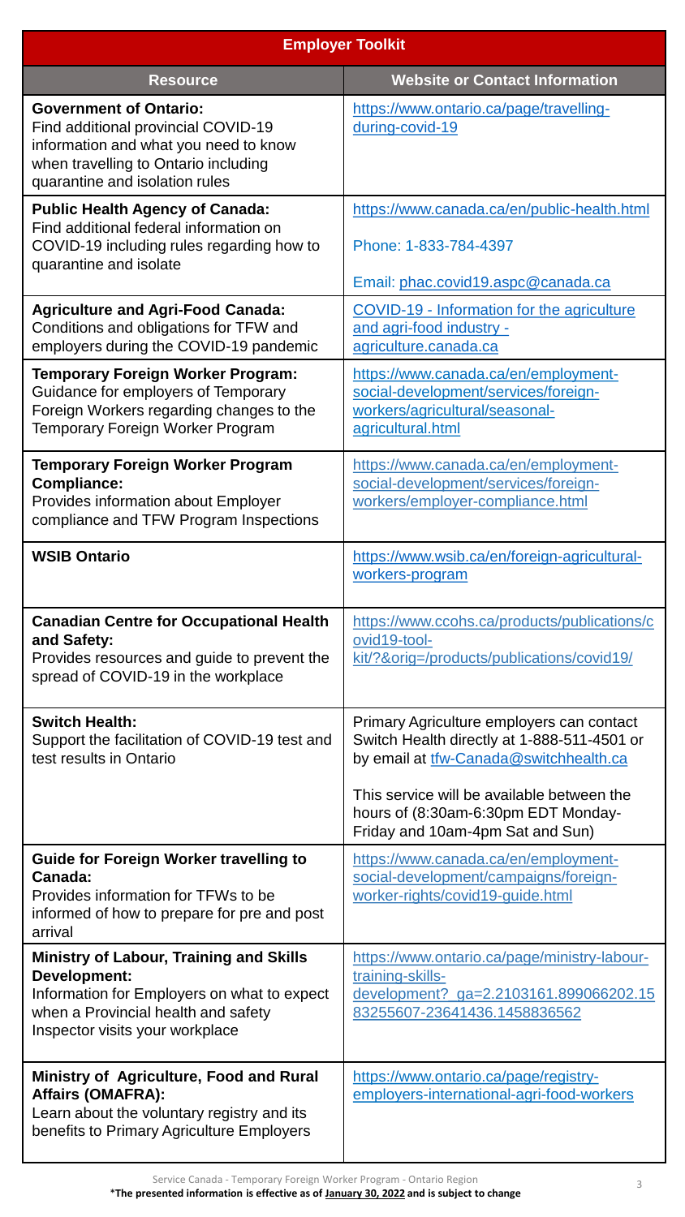| Employer Toolkit | |
|---|---|
| **Resource** | **Website or Contact Information** |
| **Government of Ontario:** Find additional provincial COVID-19 information and what you need to know when travelling to Ontario including quarantine and isolation rules | https://www.ontario.ca/page/travelling-during-covid-19 |
| **Public Health Agency of Canada:** Find additional federal information on COVID-19 including rules regarding how to quarantine and isolate | https://www.canada.ca/en/public-health.html<br><br>Phone: 1-833-784-4397<br><br>Email: phac.covid19.aspc@canada.ca |
| **Agriculture and Agri-Food Canada:** Conditions and obligations for TFW and employers during the COVID-19 pandemic | COVID-19 - Information for the agriculture and agri-food industry - agriculture.canada.ca |
| **Temporary Foreign Worker Program:** Guidance for employers of Temporary Foreign Workers regarding changes to the Temporary Foreign Worker Program | https://www.canada.ca/en/employment-social-development/services/foreign-workers/agricultural/seasonal-agricultural.html |
| **Temporary Foreign Worker Program Compliance:** Provides information about Employer compliance and TFW Program Inspections | https://www.canada.ca/en/employment-social-development/services/foreign-workers/employer-compliance.html |
| **WSIB Ontario** | https://www.wsib.ca/en/foreign-agricultural-workers-program |
| **Canadian Centre for Occupational Health and Safety:** Provides resources and guide to prevent the spread of COVID-19 in the workplace | https://www.ccohs.ca/products/publications/covid19-tool-kit/?&orig=/products/publications/covid19/ |
| **Switch Health:** Support the facilitation of COVID-19 test and test results in Ontario | Primary Agriculture employers can contact Switch Health directly at 1-888-511-4501 or by email at tfw-Canada@switchhealth.ca<br><br>This service will be available between the hours of (8:30am-6:30pm EDT Monday-Friday and 10am-4pm Sat and Sun) |
| **Guide for Foreign Worker travelling to Canada:** Provides information for TFWs to be informed of how to prepare for pre and post arrival | https://www.canada.ca/en/employment-social-development/campaigns/foreign-worker-rights/covid19-guide.html |
| **Ministry of Labour, Training and Skills Development:** Information for Employers on what to expect when a Provincial health and safety Inspector visits your workplace | https://www.ontario.ca/page/ministry-labour-training-skills-development?_ga=2.2103161.899066202.1583255607-23641436.1458836562 |
| **Ministry of Agriculture, Food and Rural Affairs (OMAFRA):** Learn about the voluntary registry and its benefits to Primary Agriculture Employers | https://www.ontario.ca/page/registry-employers-international-agri-food-workers |

Service Canada - Temporary Foreign Worker Program - Ontario Region

**\*The presented information is effective as of January 30, 2022 and is subject to change**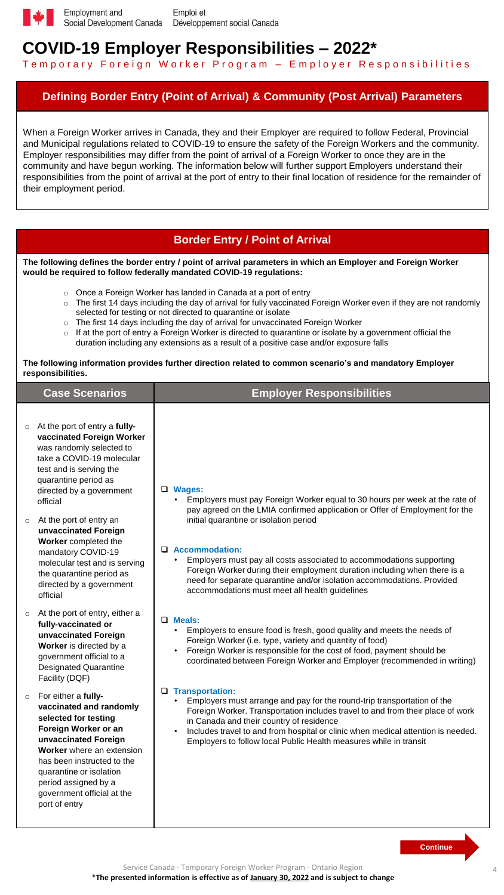# COVID-19 Employer Responsibilities – 2022*

Temporary Foreign Worker Program – Employer Responsibilities

## Defining Border Entry (Point of Arrival) & Community (Post Arrival) Parameters

When a Foreign Worker arrives in Canada, they and their Employer are required to follow Federal, Provincial and Municipal regulations related to COVID-19 to ensure the safety of the Foreign Workers and the community. Employer responsibilities may differ from the point of arrival of a Foreign Worker to once they are in the community and have begun working. The information below will further support Employers understand their responsibilities from the point of arrival at the port of entry to their final location of residence for the remainder of their employment period.

## Border Entry / Point of Arrival

**The following defines the border entry / point of arrival parameters in which an Employer and Foreign Worker would be required to follow federally mandated COVID-19 regulations:**

- Once a Foreign Worker has landed in Canada at a port of entry
- The first 14 days including the day of arrival for fully vaccinated Foreign Worker even if they are not randomly selected for testing or not directed to quarantine or isolate
- The first 14 days including the day of arrival for unvaccinated Foreign Worker
- If at the port of entry a Foreign Worker is directed to quarantine or isolate by a government official the duration including any extensions as a result of a positive case and/or exposure falls

**The following information provides further direction related to common scenario's and mandatory Employer responsibilities.**

| Case Scenarios | Employer Responsibilities |
|---|---|
| ○ At the port of entry a **fully-vaccinated Foreign Worker** was randomly selected to take a COVID-19 molecular test and is serving the quarantine period as directed by a government official<br><br>○ At the port of entry an **unvaccinated Foreign Worker** completed the mandatory COVID-19 molecular test and is serving the quarantine period as directed by a government official<br><br>○ At the port of entry, either a **fully-vaccinated or unvaccinated Foreign Worker** is directed by a government official to a Designated Quarantine Facility (DQF)<br><br>○ For either a **fully-vaccinated and randomly selected for testing Foreign Worker or an unvaccinated Foreign Worker** where an extension has been instructed to the quarantine or isolation period assigned by a government official at the port of entry | ❑ **Wages:**<br>• Employers must pay Foreign Worker equal to 30 hours per week at the rate of pay agreed on the LMIA confirmed application or Offer of Employment for the initial quarantine or isolation period<br><br>❑ **Accommodation:**<br>• Employers must pay all costs associated to accommodations supporting Foreign Worker during their employment duration including when there is a need for separate quarantine and/or isolation accommodations. Provided accommodations must meet all health guidelines<br><br>❑ **Meals:**<br>• Employers to ensure food is fresh, good quality and meets the needs of Foreign Worker (i.e. type, variety and quantity of food)<br>• Foreign Worker is responsible for the cost of food, payment should be coordinated between Foreign Worker and Employer (recommended in writing)<br><br>❑ **Transportation:**<br>• Employers must arrange and pay for the round-trip transportation of the Foreign Worker. Transportation includes travel to and from their place of work in Canada and their country of residence<br>• Includes travel to and from hospital or clinic when medical attention is needed. Employers to follow local Public Health measures while in transit |

Continue

Service Canada - Temporary Foreign Worker Program - Ontario Region

***The presented information is effective as of January 30, 2022 and is subject to change**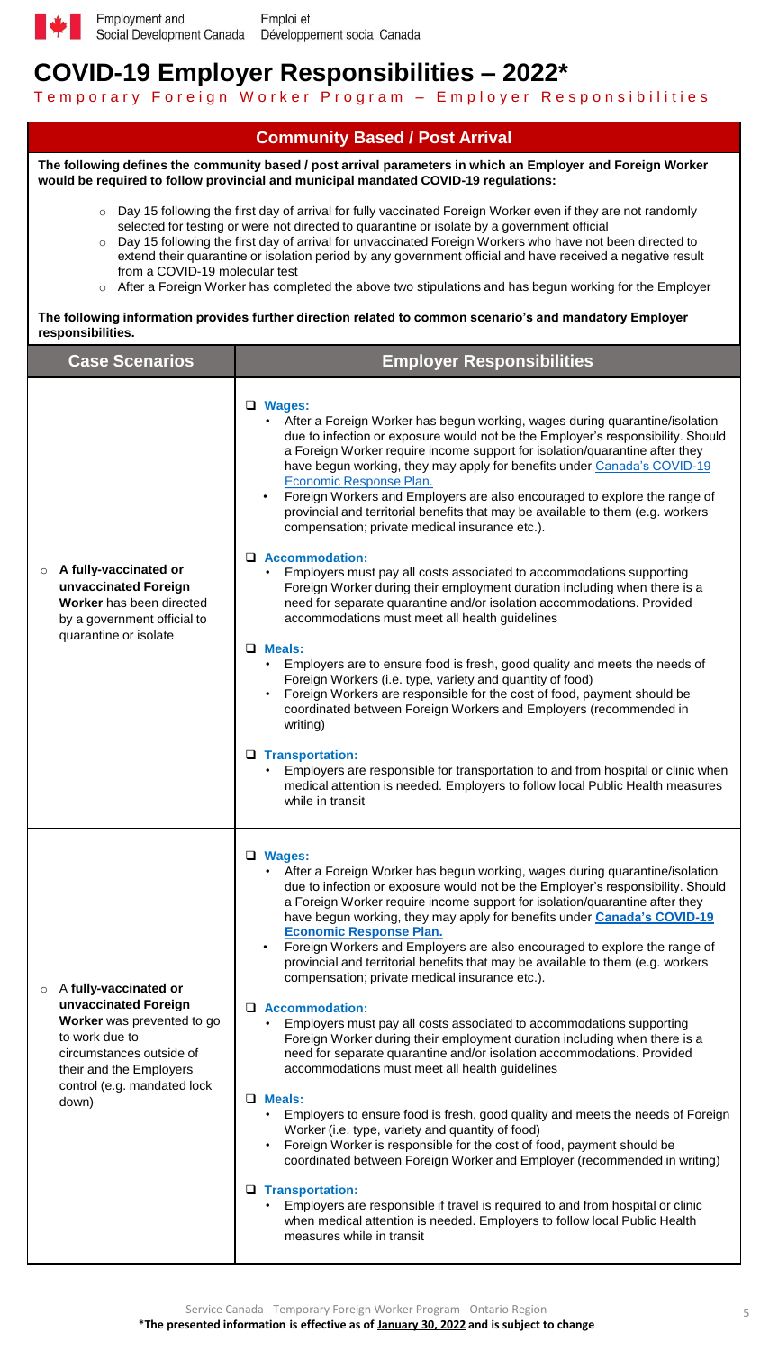Employment and Social Development Canada / Emploi et Développement social Canada

# COVID-19 Employer Responsibilities – 2022*

Temporary Foreign Worker Program – Employer Responsibilities

## Community Based / Post Arrival

**The following defines the community based / post arrival parameters in which an Employer and Foreign Worker would be required to follow provincial and municipal mandated COVID-19 regulations:**

- Day 15 following the first day of arrival for fully vaccinated Foreign Worker even if they are not randomly selected for testing or were not directed to quarantine or isolate by a government official
- Day 15 following the first day of arrival for unvaccinated Foreign Workers who have not been directed to extend their quarantine or isolation period by any government official and have received a negative result from a COVID-19 molecular test
- After a Foreign Worker has completed the above two stipulations and has begun working for the Employer

**The following information provides further direction related to common scenario's and mandatory Employer responsibilities.**

| Case Scenarios | Employer Responsibilities |
|---|---|
| **A fully-vaccinated or unvaccinated Foreign Worker** has been directed by a government official to quarantine or isolate | **Wages:**<br>• After a Foreign Worker has begun working, wages during quarantine/isolation due to infection or exposure would not be the Employer's responsibility. Should a Foreign Worker require income support for isolation/quarantine after they have begun working, they may apply for benefits under Canada's COVID-19 Economic Response Plan.<br>• Foreign Workers and Employers are also encouraged to explore the range of provincial and territorial benefits that may be available to them (e.g. workers compensation; private medical insurance etc.).<br><br>**Accommodation:**<br>• Employers must pay all costs associated to accommodations supporting Foreign Worker during their employment duration including when there is a need for separate quarantine and/or isolation accommodations. Provided accommodations must meet all health guidelines<br><br>**Meals:**<br>• Employers are to ensure food is fresh, good quality and meets the needs of Foreign Workers (i.e. type, variety and quantity of food)<br>• Foreign Workers are responsible for the cost of food, payment should be coordinated between Foreign Workers and Employers (recommended in writing)<br><br>**Transportation:**<br>• Employers are responsible for transportation to and from hospital or clinic when medical attention is needed. Employers to follow local Public Health measures while in transit |
| A **fully-vaccinated or unvaccinated Foreign Worker** was prevented to go to work due to circumstances outside of their and the Employers control (e.g. mandated lock down) | **Wages:**<br>• After a Foreign Worker has begun working, wages during quarantine/isolation due to infection or exposure would not be the Employer's responsibility. Should a Foreign Worker require income support for isolation/quarantine after they have begun working, they may apply for benefits under **Canada's COVID-19 Economic Response Plan.**<br>• Foreign Workers and Employers are also encouraged to explore the range of provincial and territorial benefits that may be available to them (e.g. workers compensation; private medical insurance etc.).<br><br>**Accommodation:**<br>• Employers must pay all costs associated to accommodations supporting Foreign Worker during their employment duration including when there is a need for separate quarantine and/or isolation accommodations. Provided accommodations must meet all health guidelines<br><br>**Meals:**<br>• Employers to ensure food is fresh, good quality and meets the needs of Foreign Worker (i.e. type, variety and quantity of food)<br>• Foreign Worker is responsible for the cost of food, payment should be coordinated between Foreign Worker and Employer (recommended in writing)<br><br>**Transportation:**<br>• Employers are responsible if travel is required to and from hospital or clinic when medical attention is needed. Employers to follow local Public Health measures while in transit |

Service Canada - Temporary Foreign Worker Program - Ontario Region

***The presented information is effective as of January 30, 2022 and is subject to change**